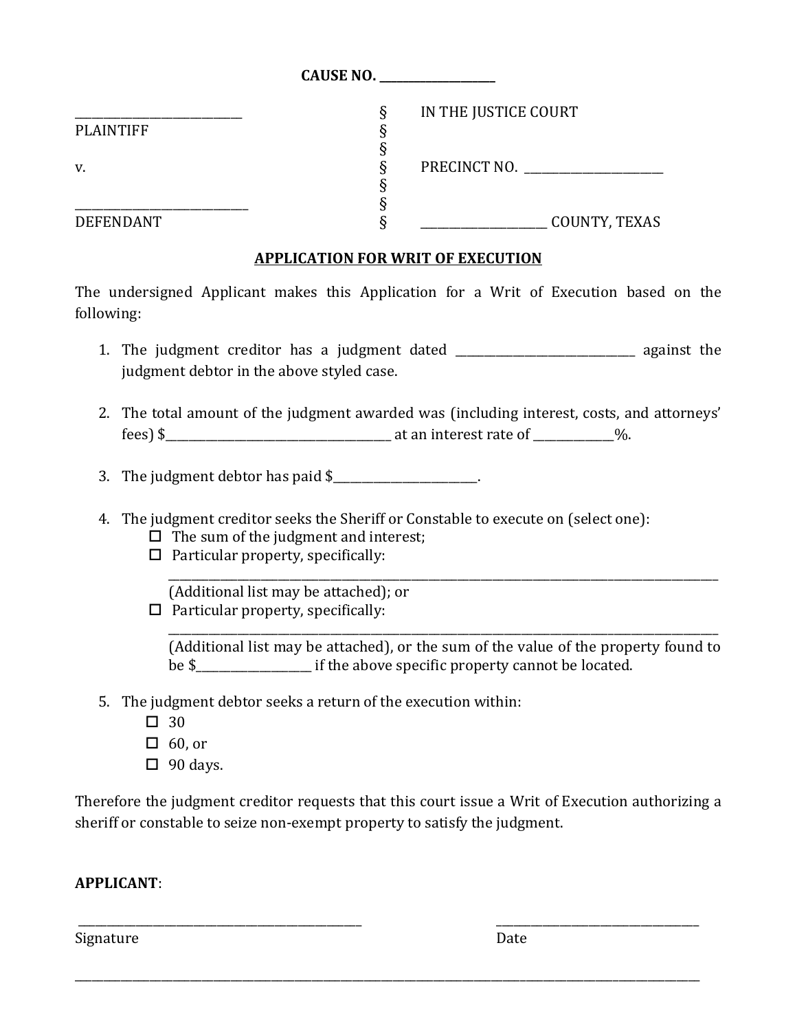**CAUSE NO. ____________________**

| | | |
|---|---|---|
| ____________________________ | § | IN THE JUSTICE COURT |
| PLAINTIFF | § | |
| | § | |
| v. | § | PRECINCT NO. ________________________ |
| | § | |
| ______________________________ | § | |
| DEFENDANT | § | ______________________ COUNTY, TEXAS |

## APPLICATION FOR WRIT OF EXECUTION

The undersigned Applicant makes this Application for a Writ of Execution based on the following:

1. The judgment creditor has a judgment dated _______________________________ against the judgment debtor in the above styled case.

2. The total amount of the judgment awarded was (including interest, costs, and attorneys' fees) $_______________________________________ at an interest rate of ______________%.

3. The judgment debtor has paid $_________________________.

4. The judgment creditor seeks the Sheriff or Constable to execute on (select one):
   - ☐ The sum of the judgment and interest;
   - ☐ Particular property, specifically:
     ______________________________________________________________________________________________
     (Additional list may be attached); or
   - ☐ Particular property, specifically:
     ______________________________________________________________________________________________
     (Additional list may be attached), or the sum of the value of the property found to be $____________________ if the above specific property cannot be located.

5. The judgment debtor seeks a return of the execution within:
   - ☐ 30
   - ☐ 60, or
   - ☐ 90 days.

Therefore the judgment creditor requests that this court issue a Writ of Execution authorizing a sheriff or constable to seize non-exempt property to satisfy the judgment.

**APPLICANT**:

__________________________________________________ &nbsp;&nbsp;&nbsp;&nbsp;&nbsp;&nbsp;&nbsp;&nbsp; ____________________________________
Signature &nbsp;&nbsp;&nbsp;&nbsp;&nbsp;&nbsp;&nbsp;&nbsp;&nbsp;&nbsp;&nbsp;&nbsp;&nbsp;&nbsp;&nbsp;&nbsp;&nbsp;&nbsp;&nbsp;&nbsp;&nbsp;&nbsp;&nbsp;&nbsp;&nbsp;&nbsp;&nbsp;&nbsp;&nbsp;&nbsp;&nbsp;&nbsp;&nbsp;&nbsp;&nbsp;&nbsp;&nbsp;&nbsp;&nbsp;&nbsp;&nbsp;&nbsp;&nbsp;&nbsp; Date

______________________________________________________________________________________________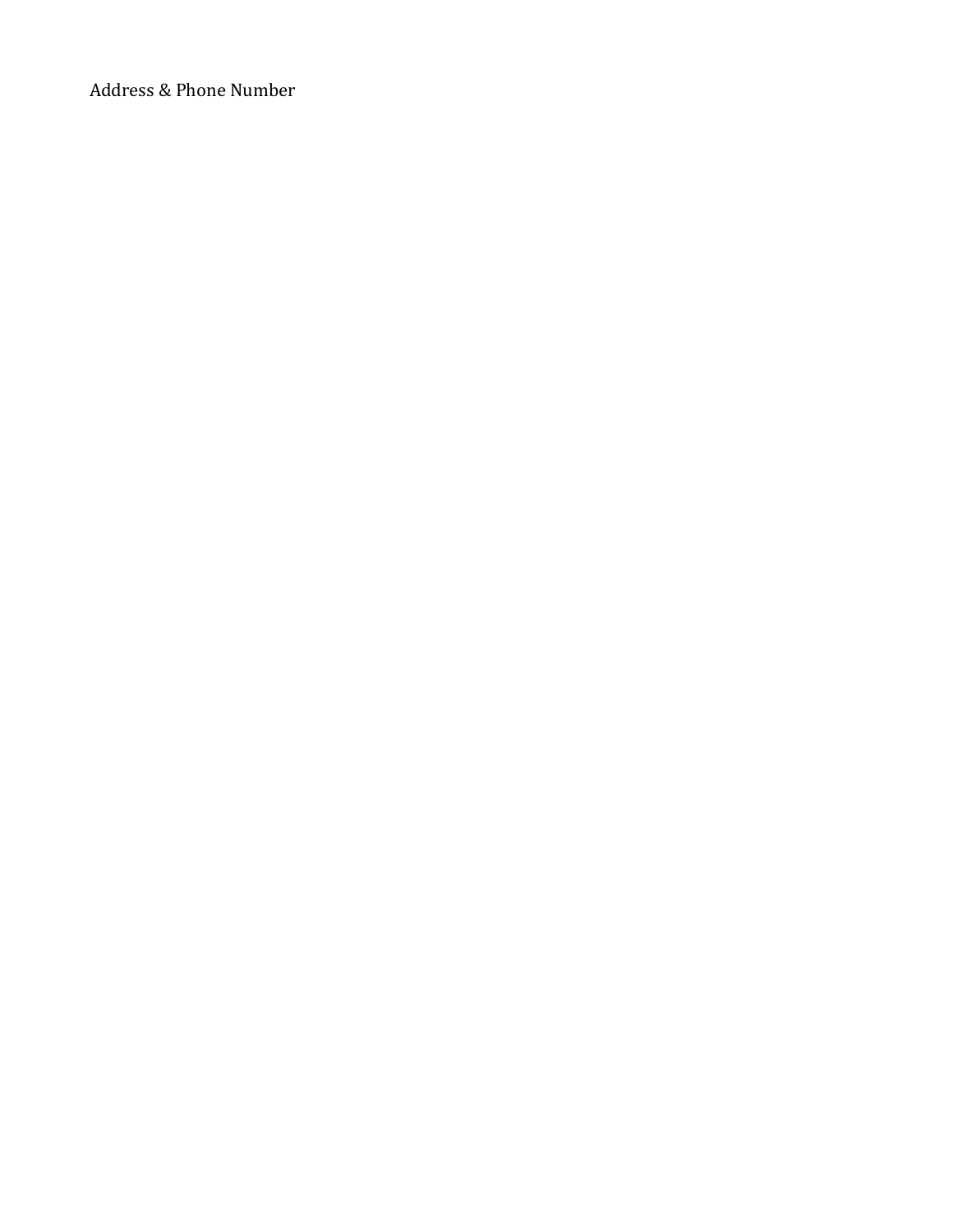Address & Phone Number